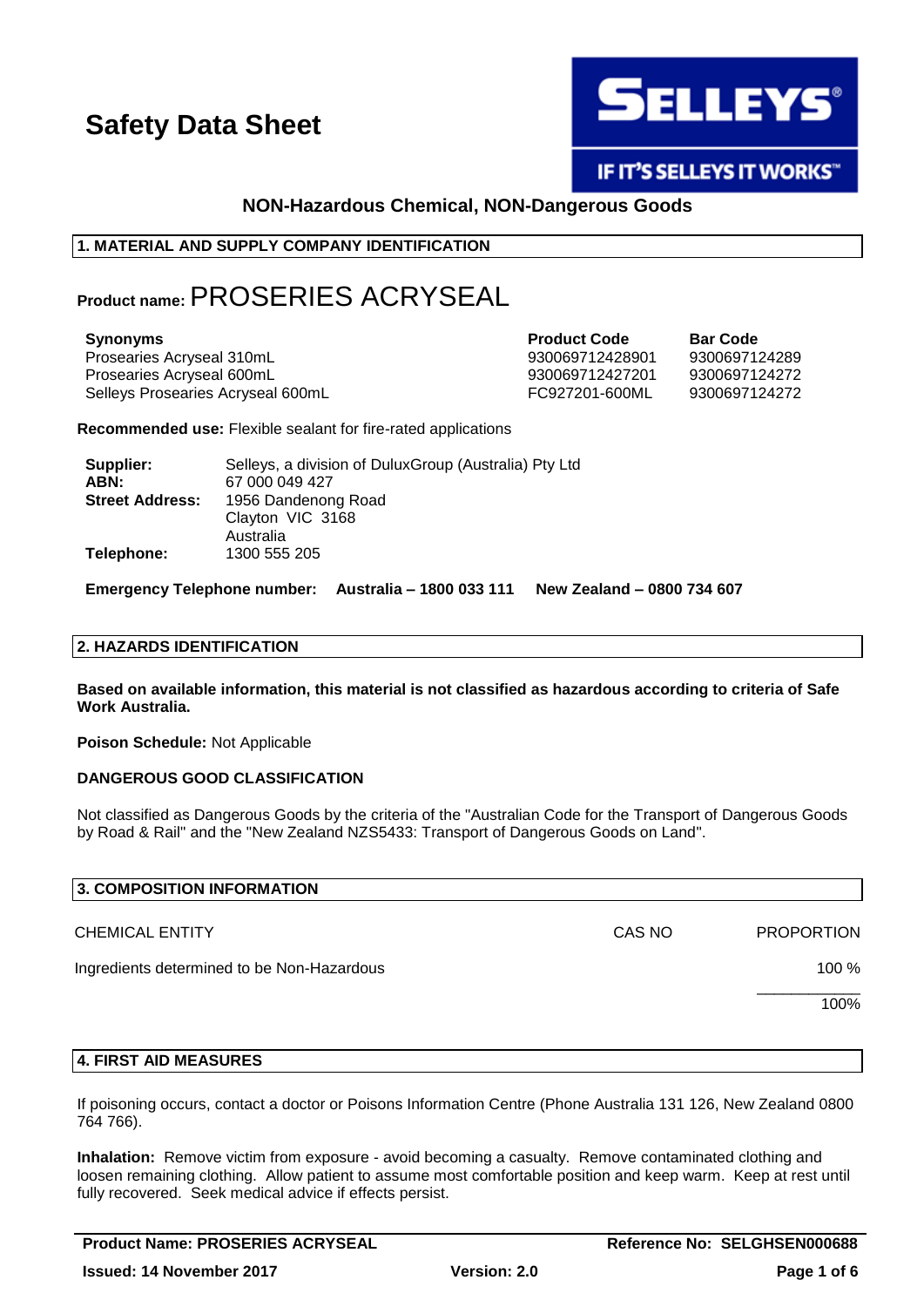# Safety Data Sheet

**SELLEYS®**

**IF IT'S SELLEYS IT WORKS™**

**NON-Hazardous Chemical, NON-Dangerous Goods**

## 1. MATERIAL AND SUPPLY COMPANY IDENTIFICATION

**Product name:** PROSERIES ACRYSEAL

| **Synonyms** | **Product Code** | **Bar Code** |
|---|---|---|
| Prosearies Acryseal 310mL | 930069712428901 | 9300697124289 |
| Prosearies Acryseal 600mL | 930069712427201 | 9300697124272 |
| Selleys Prosearies Acryseal 600mL | FC927201-600ML | 9300697124272 |

**Recommended use:** Flexible sealant for fire-rated applications

**Supplier:** Selleys, a division of DuluxGroup (Australia) Pty Ltd
**ABN:** 67 000 049 427
**Street Address:** 1956 Dandenong Road
Clayton VIC 3168
Australia
**Telephone:** 1300 555 205

**Emergency Telephone number: Australia – 1800 033 111 New Zealand – 0800 734 607**

## 2. HAZARDS IDENTIFICATION

**Based on available information, this material is not classified as hazardous according to criteria of Safe Work Australia.**

**Poison Schedule:** Not Applicable

**DANGEROUS GOOD CLASSIFICATION**

Not classified as Dangerous Goods by the criteria of the "Australian Code for the Transport of Dangerous Goods by Road & Rail" and the "New Zealand NZS5433: Transport of Dangerous Goods on Land".

## 3. COMPOSITION INFORMATION

| CHEMICAL ENTITY | CAS NO | PROPORTION |
|---|---|---|
| Ingredients determined to be Non-Hazardous | | 100 % |
| | | 100% |

## 4. FIRST AID MEASURES

If poisoning occurs, contact a doctor or Poisons Information Centre (Phone Australia 131 126, New Zealand 0800 764 766).

**Inhalation:** Remove victim from exposure - avoid becoming a casualty. Remove contaminated clothing and loosen remaining clothing. Allow patient to assume most comfortable position and keep warm. Keep at rest until fully recovered. Seek medical advice if effects persist.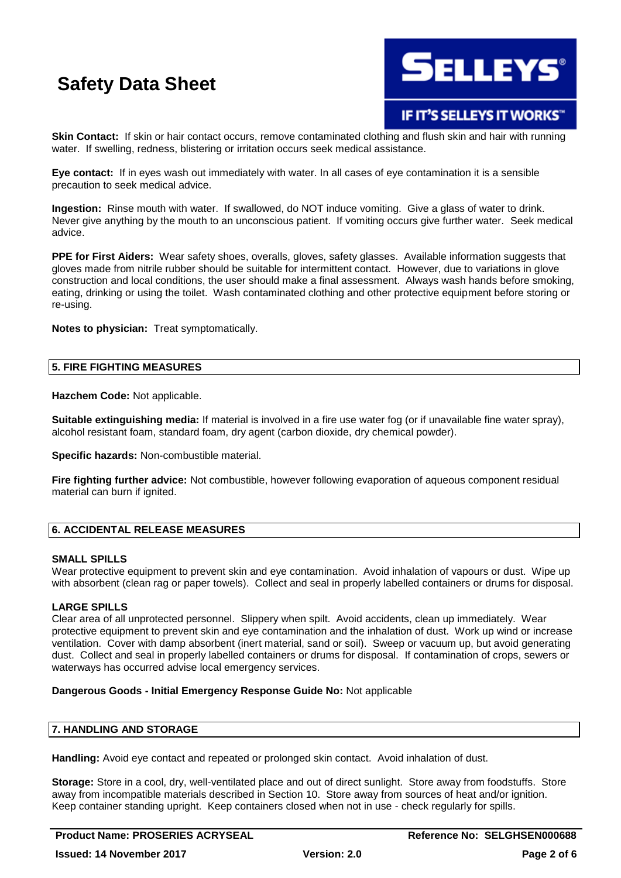**Skin Contact:** If skin or hair contact occurs, remove contaminated clothing and flush skin and hair with running water. If swelling, redness, blistering or irritation occurs seek medical assistance.

**Eye contact:** If in eyes wash out immediately with water. In all cases of eye contamination it is a sensible precaution to seek medical advice.

**Ingestion:** Rinse mouth with water. If swallowed, do NOT induce vomiting. Give a glass of water to drink. Never give anything by the mouth to an unconscious patient. If vomiting occurs give further water. Seek medical advice.

**PPE for First Aiders:** Wear safety shoes, overalls, gloves, safety glasses. Available information suggests that gloves made from nitrile rubber should be suitable for intermittent contact. However, due to variations in glove construction and local conditions, the user should make a final assessment. Always wash hands before smoking, eating, drinking or using the toilet. Wash contaminated clothing and other protective equipment before storing or re-using.

**Notes to physician:** Treat symptomatically.

## 5. FIRE FIGHTING MEASURES

**Hazchem Code:** Not applicable.

**Suitable extinguishing media:** If material is involved in a fire use water fog (or if unavailable fine water spray), alcohol resistant foam, standard foam, dry agent (carbon dioxide, dry chemical powder).

**Specific hazards:** Non-combustible material.

**Fire fighting further advice:** Not combustible, however following evaporation of aqueous component residual material can burn if ignited.

## 6. ACCIDENTAL RELEASE MEASURES

### SMALL SPILLS

Wear protective equipment to prevent skin and eye contamination. Avoid inhalation of vapours or dust. Wipe up with absorbent (clean rag or paper towels). Collect and seal in properly labelled containers or drums for disposal.

### LARGE SPILLS

Clear area of all unprotected personnel. Slippery when spilt. Avoid accidents, clean up immediately. Wear protective equipment to prevent skin and eye contamination and the inhalation of dust. Work up wind or increase ventilation. Cover with damp absorbent (inert material, sand or soil). Sweep or vacuum up, but avoid generating dust. Collect and seal in properly labelled containers or drums for disposal. If contamination of crops, sewers or waterways has occurred advise local emergency services.

**Dangerous Goods - Initial Emergency Response Guide No:** Not applicable

## 7. HANDLING AND STORAGE

**Handling:** Avoid eye contact and repeated or prolonged skin contact. Avoid inhalation of dust.

**Storage:** Store in a cool, dry, well-ventilated place and out of direct sunlight. Store away from foodstuffs. Store away from incompatible materials described in Section 10. Store away from sources of heat and/or ignition. Keep container standing upright. Keep containers closed when not in use - check regularly for spills.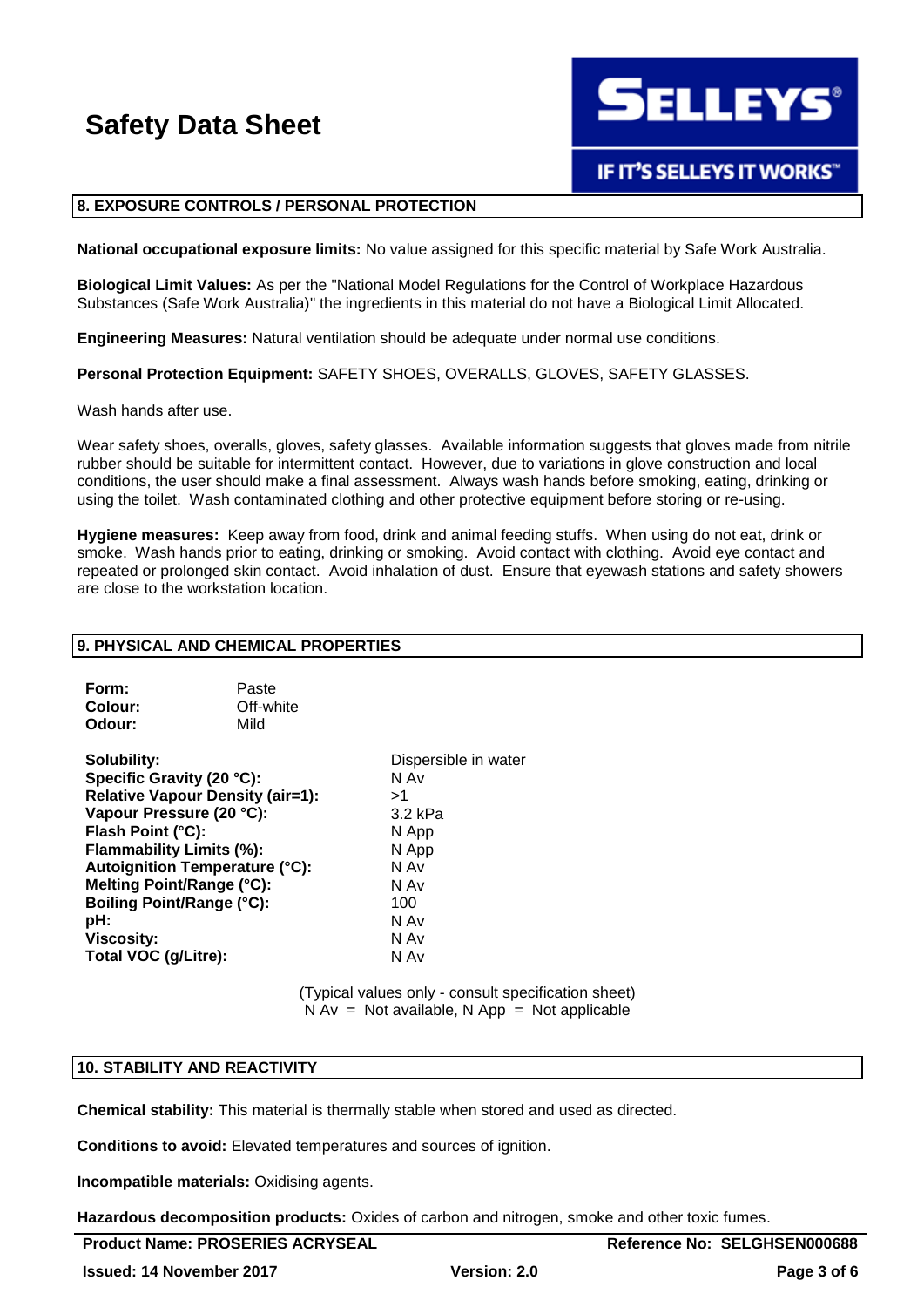## 8. EXPOSURE CONTROLS / PERSONAL PROTECTION

**National occupational exposure limits:** No value assigned for this specific material by Safe Work Australia.

**Biological Limit Values:** As per the "National Model Regulations for the Control of Workplace Hazardous Substances (Safe Work Australia)" the ingredients in this material do not have a Biological Limit Allocated.

**Engineering Measures:** Natural ventilation should be adequate under normal use conditions.

**Personal Protection Equipment:** SAFETY SHOES, OVERALLS, GLOVES, SAFETY GLASSES.

Wash hands after use.

Wear safety shoes, overalls, gloves, safety glasses. Available information suggests that gloves made from nitrile rubber should be suitable for intermittent contact. However, due to variations in glove construction and local conditions, the user should make a final assessment. Always wash hands before smoking, eating, drinking or using the toilet. Wash contaminated clothing and other protective equipment before storing or re-using.

**Hygiene measures:** Keep away from food, drink and animal feeding stuffs. When using do not eat, drink or smoke. Wash hands prior to eating, drinking or smoking. Avoid contact with clothing. Avoid eye contact and repeated or prolonged skin contact. Avoid inhalation of dust. Ensure that eyewash stations and safety showers are close to the workstation location.

## 9. PHYSICAL AND CHEMICAL PROPERTIES

| | |
|---|---|
| **Form:** | Paste |
| **Colour:** | Off-white |
| **Odour:** | Mild |

| | |
|---|---|
| **Solubility:** | Dispersible in water |
| **Specific Gravity (20 °C):** | N Av |
| **Relative Vapour Density (air=1):** | >1 |
| **Vapour Pressure (20 °C):** | 3.2 kPa |
| **Flash Point (°C):** | N App |
| **Flammability Limits (%):** | N App |
| **Autoignition Temperature (°C):** | N Av |
| **Melting Point/Range (°C):** | N Av |
| **Boiling Point/Range (°C):** | 100 |
| **pH:** | N Av |
| **Viscosity:** | N Av |
| **Total VOC (g/Litre):** | N Av |

(Typical values only - consult specification sheet)
N Av = Not available, N App = Not applicable

## 10. STABILITY AND REACTIVITY

**Chemical stability:** This material is thermally stable when stored and used as directed.

**Conditions to avoid:** Elevated temperatures and sources of ignition.

**Incompatible materials:** Oxidising agents.

**Hazardous decomposition products:** Oxides of carbon and nitrogen, smoke and other toxic fumes.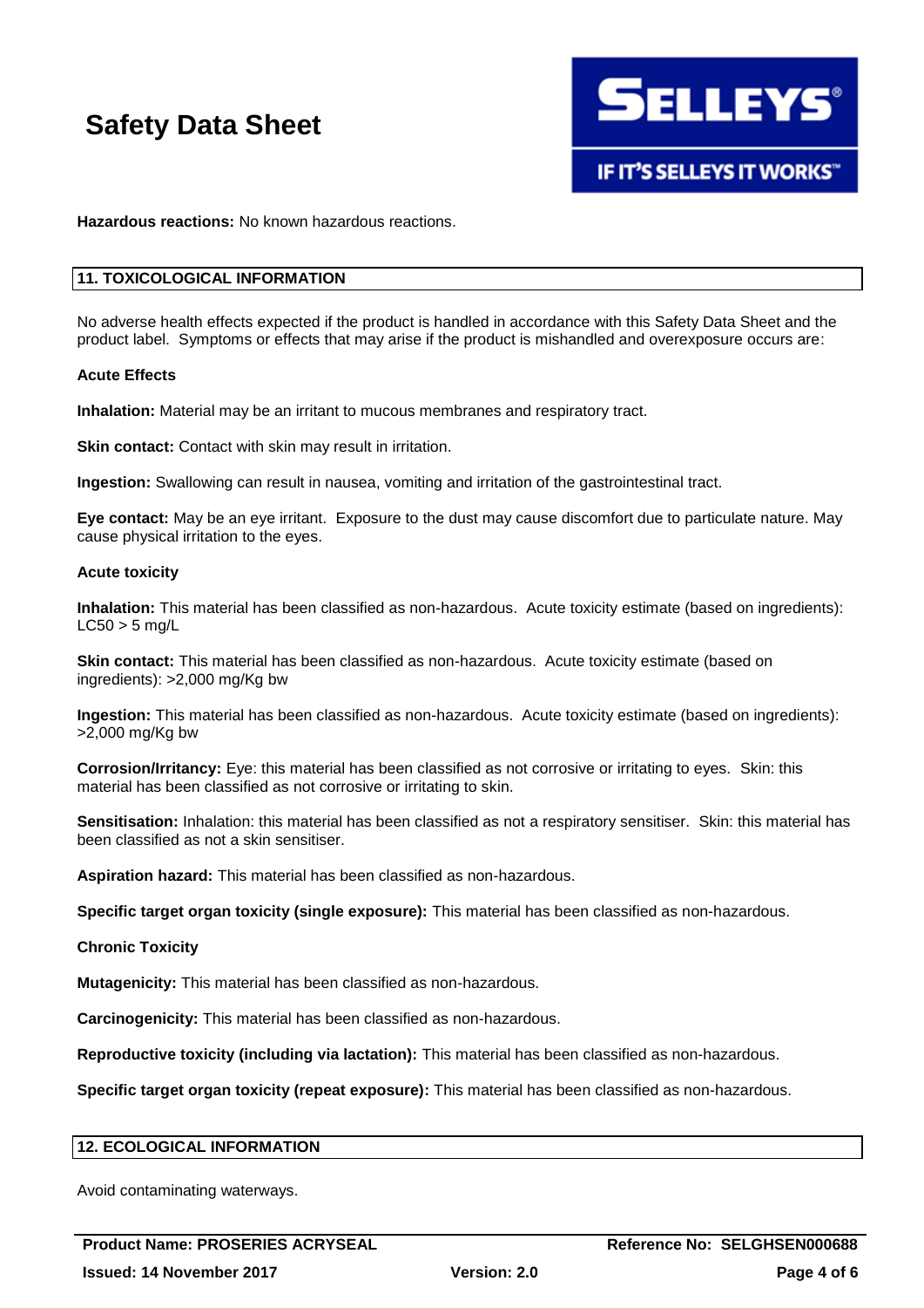**Hazardous reactions:** No known hazardous reactions.

## 11. TOXICOLOGICAL INFORMATION

No adverse health effects expected if the product is handled in accordance with this Safety Data Sheet and the product label. Symptoms or effects that may arise if the product is mishandled and overexposure occurs are:

**Acute Effects**

**Inhalation:** Material may be an irritant to mucous membranes and respiratory tract.

**Skin contact:** Contact with skin may result in irritation.

**Ingestion:** Swallowing can result in nausea, vomiting and irritation of the gastrointestinal tract.

**Eye contact:** May be an eye irritant. Exposure to the dust may cause discomfort due to particulate nature. May cause physical irritation to the eyes.

**Acute toxicity**

**Inhalation:** This material has been classified as non-hazardous. Acute toxicity estimate (based on ingredients): LC50 > 5 mg/L

**Skin contact:** This material has been classified as non-hazardous. Acute toxicity estimate (based on ingredients): >2,000 mg/Kg bw

**Ingestion:** This material has been classified as non-hazardous. Acute toxicity estimate (based on ingredients): >2,000 mg/Kg bw

**Corrosion/Irritancy:** Eye: this material has been classified as not corrosive or irritating to eyes. Skin: this material has been classified as not corrosive or irritating to skin.

**Sensitisation:** Inhalation: this material has been classified as not a respiratory sensitiser. Skin: this material has been classified as not a skin sensitiser.

**Aspiration hazard:** This material has been classified as non-hazardous.

**Specific target organ toxicity (single exposure):** This material has been classified as non-hazardous.

**Chronic Toxicity**

**Mutagenicity:** This material has been classified as non-hazardous.

**Carcinogenicity:** This material has been classified as non-hazardous.

**Reproductive toxicity (including via lactation):** This material has been classified as non-hazardous.

**Specific target organ toxicity (repeat exposure):** This material has been classified as non-hazardous.

## 12. ECOLOGICAL INFORMATION

Avoid contaminating waterways.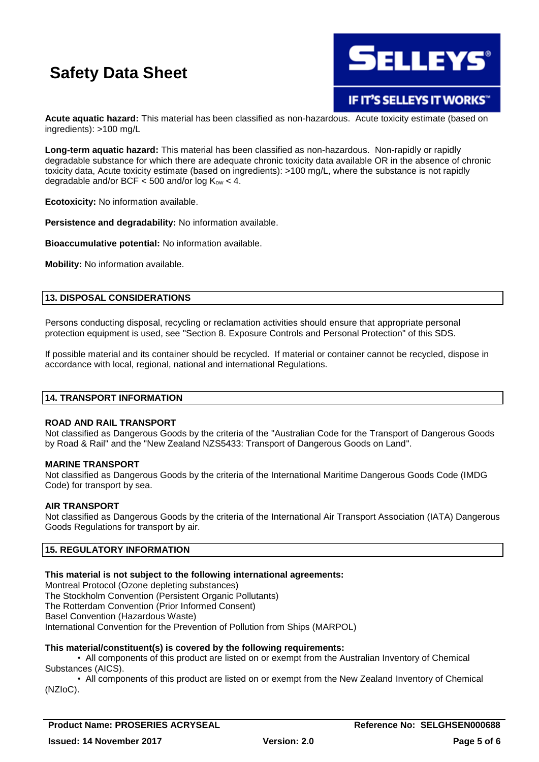**Acute aquatic hazard:** This material has been classified as non-hazardous. Acute toxicity estimate (based on ingredients): >100 mg/L

**Long-term aquatic hazard:** This material has been classified as non-hazardous. Non-rapidly or rapidly degradable substance for which there are adequate chronic toxicity data available OR in the absence of chronic toxicity data, Acute toxicity estimate (based on ingredients): >100 mg/L, where the substance is not rapidly degradable and/or BCF < 500 and/or log $K_{ow}$ < 4.

**Ecotoxicity:** No information available.

**Persistence and degradability:** No information available.

**Bioaccumulative potential:** No information available.

**Mobility:** No information available.

## 13. DISPOSAL CONSIDERATIONS

Persons conducting disposal, recycling or reclamation activities should ensure that appropriate personal protection equipment is used, see "Section 8. Exposure Controls and Personal Protection" of this SDS.

If possible material and its container should be recycled. If material or container cannot be recycled, dispose in accordance with local, regional, national and international Regulations.

## 14. TRANSPORT INFORMATION

**ROAD AND RAIL TRANSPORT**
Not classified as Dangerous Goods by the criteria of the "Australian Code for the Transport of Dangerous Goods by Road & Rail" and the "New Zealand NZS5433: Transport of Dangerous Goods on Land".

**MARINE TRANSPORT**
Not classified as Dangerous Goods by the criteria of the International Maritime Dangerous Goods Code (IMDG Code) for transport by sea.

**AIR TRANSPORT**
Not classified as Dangerous Goods by the criteria of the International Air Transport Association (IATA) Dangerous Goods Regulations for transport by air.

## 15. REGULATORY INFORMATION

**This material is not subject to the following international agreements:**
Montreal Protocol (Ozone depleting substances)
The Stockholm Convention (Persistent Organic Pollutants)
The Rotterdam Convention (Prior Informed Consent)
Basel Convention (Hazardous Waste)
International Convention for the Prevention of Pollution from Ships (MARPOL)

**This material/constituent(s) is covered by the following requirements:**

- All components of this product are listed on or exempt from the Australian Inventory of Chemical Substances (AICS).
- All components of this product are listed on or exempt from the New Zealand Inventory of Chemical (NZIoC).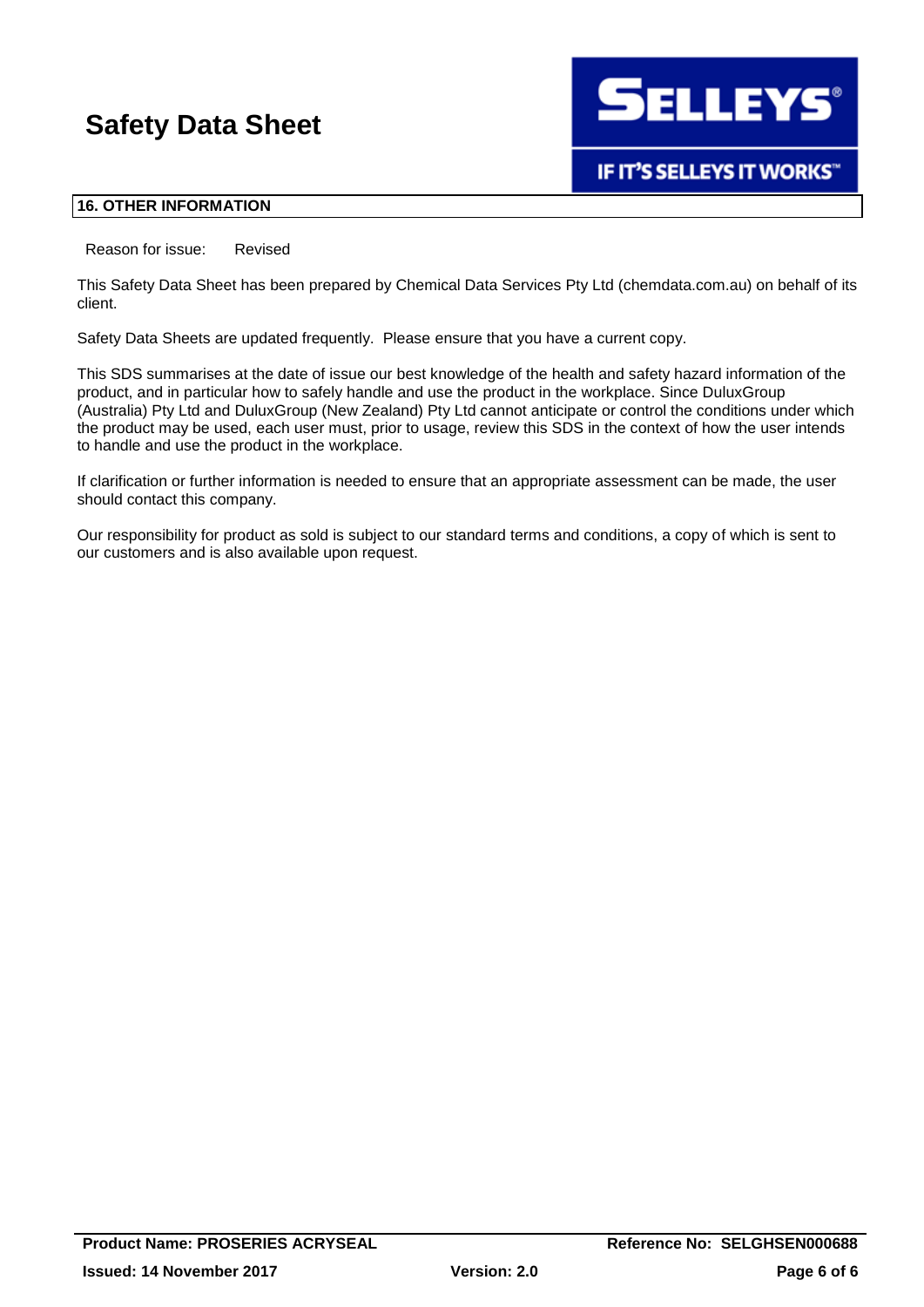## 16. OTHER INFORMATION

Reason for issue: Revised

This Safety Data Sheet has been prepared by Chemical Data Services Pty Ltd (chemdata.com.au) on behalf of its client.

Safety Data Sheets are updated frequently. Please ensure that you have a current copy.

This SDS summarises at the date of issue our best knowledge of the health and safety hazard information of the product, and in particular how to safely handle and use the product in the workplace. Since DuluxGroup (Australia) Pty Ltd and DuluxGroup (New Zealand) Pty Ltd cannot anticipate or control the conditions under which the product may be used, each user must, prior to usage, review this SDS in the context of how the user intends to handle and use the product in the workplace.

If clarification or further information is needed to ensure that an appropriate assessment can be made, the user should contact this company.

Our responsibility for product as sold is subject to our standard terms and conditions, a copy of which is sent to our customers and is also available upon request.